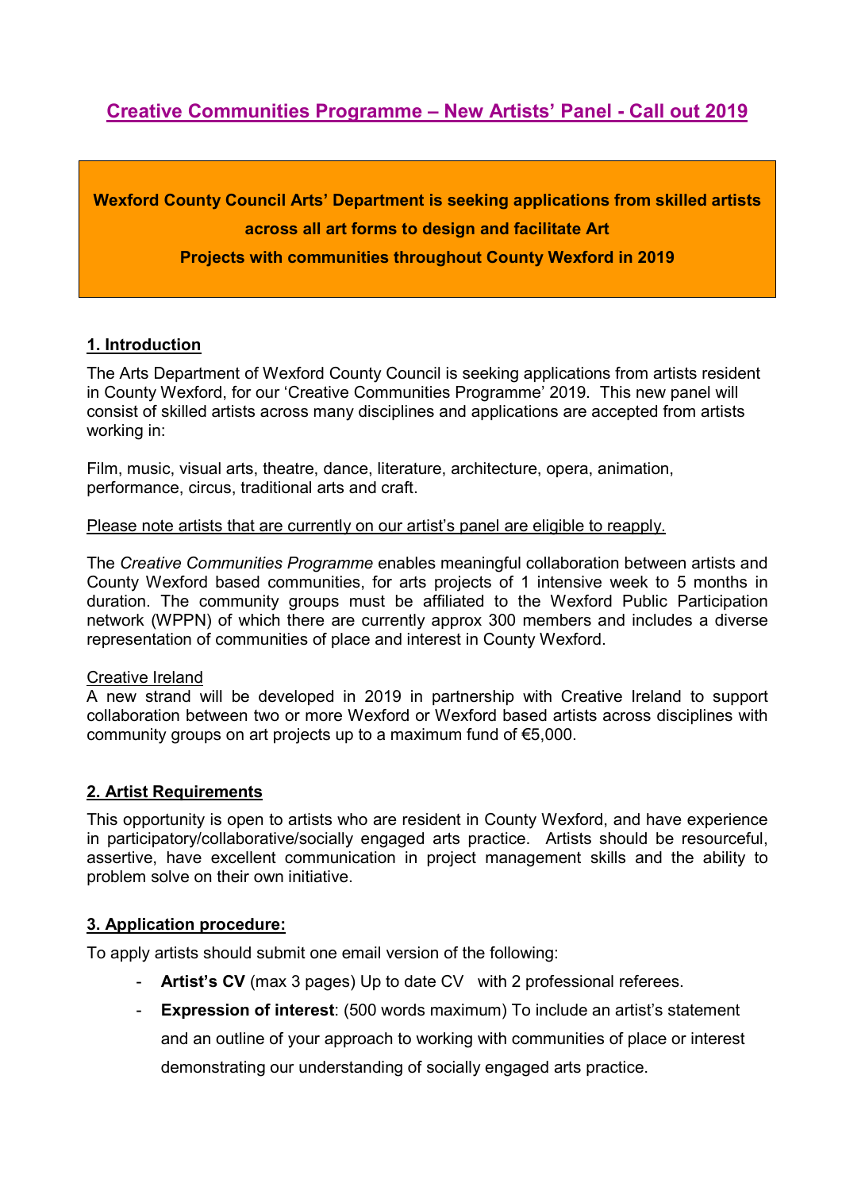# Creative Communities Programme – New Artists' Panel - Call out 2019

**Wexford County Council Arts' Department is seeking applications from skilled artists across all art forms to design and facilitate Art Projects with communities throughout County Wexford in 2019**

## 1. Introduction

The Arts Department of Wexford County Council is seeking applications from artists resident in County Wexford, for our 'Creative Communities Programme' 2019. This new panel will consist of skilled artists across many disciplines and applications are accepted from artists working in:

Film, music, visual arts, theatre, dance, literature, architecture, opera, animation, performance, circus, traditional arts and craft.

Please note artists that are currently on our artist's panel are eligible to reapply.

The *Creative Communities Programme* enables meaningful collaboration between artists and County Wexford based communities, for arts projects of 1 intensive week to 5 months in duration. The community groups must be affiliated to the Wexford Public Participation network (WPPN) of which there are currently approx 300 members and includes a diverse representation of communities of place and interest in County Wexford.

Creative Ireland

A new strand will be developed in 2019 in partnership with Creative Ireland to support collaboration between two or more Wexford or Wexford based artists across disciplines with community groups on art projects up to a maximum fund of €5,000.

## 2. Artist Requirements

This opportunity is open to artists who are resident in County Wexford, and have experience in participatory/collaborative/socially engaged arts practice. Artists should be resourceful, assertive, have excellent communication in project management skills and the ability to problem solve on their own initiative.

## 3. Application procedure:

To apply artists should submit one email version of the following:

- **Artist's CV** (max 3 pages) Up to date CV with 2 professional referees.
- **Expression of interest**: (500 words maximum) To include an artist's statement and an outline of your approach to working with communities of place or interest demonstrating our understanding of socially engaged arts practice.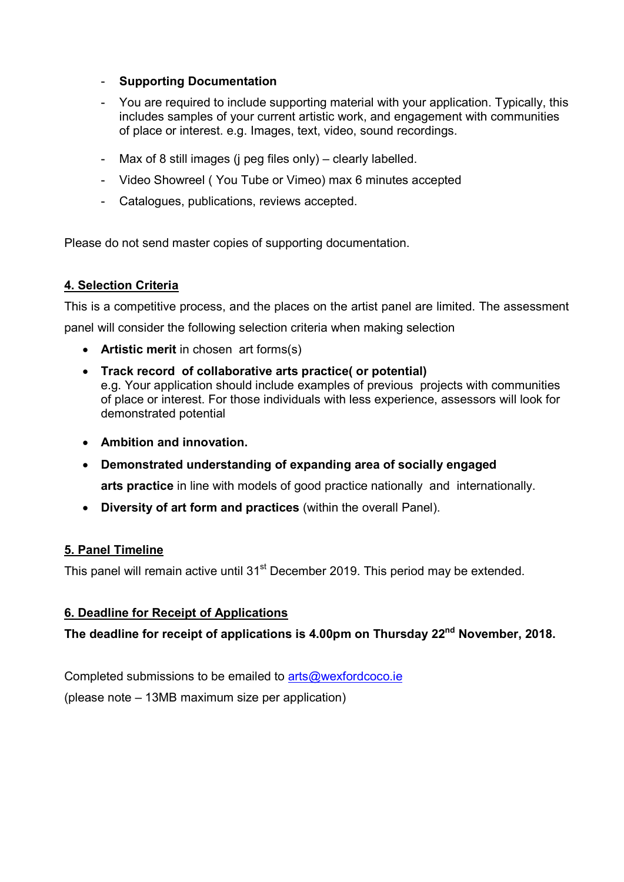- **Supporting Documentation**
- You are required to include supporting material with your application. Typically, this includes samples of your current artistic work, and engagement with communities of place or interest. e.g. Images, text, video, sound recordings.
- Max of 8 still images (j peg files only) – clearly labelled.
- Video Showreel ( You Tube or Vimeo) max 6 minutes accepted
- Catalogues, publications, reviews accepted.

Please do not send master copies of supporting documentation.

## 4. Selection Criteria

This is a competitive process, and the places on the artist panel are limited. The assessment panel will consider the following selection criteria when making selection

- **Artistic merit** in chosen art forms(s)
- **Track record of collaborative arts practice( or potential)**
  e.g. Your application should include examples of previous projects with communities of place or interest. For those individuals with less experience, assessors will look for demonstrated potential
- **Ambition and innovation.**
- **Demonstrated understanding of expanding area of socially engaged arts practice** in line with models of good practice nationally and internationally.
- **Diversity of art form and practices** (within the overall Panel).

## 5. Panel Timeline

This panel will remain active until 31st December 2019. This period may be extended.

## 6. Deadline for Receipt of Applications

**The deadline for receipt of applications is 4.00pm on Thursday 22nd November, 2018.**

Completed submissions to be emailed to arts@wexfordcoco.ie
(please note – 13MB maximum size per application)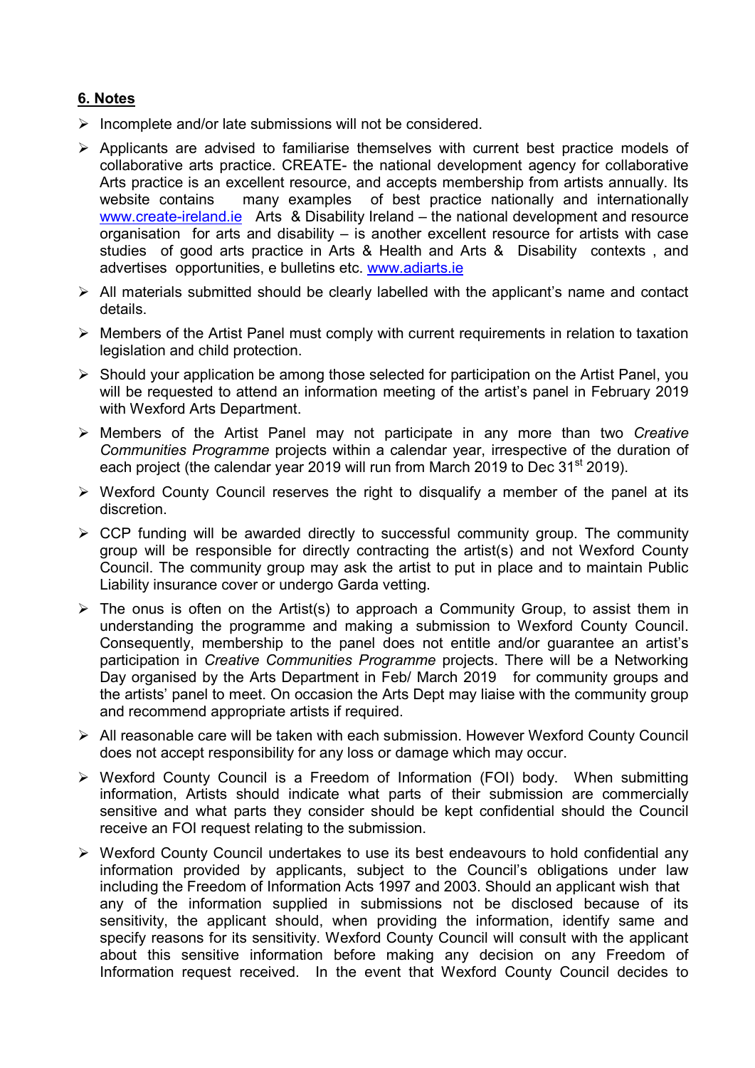## 6. Notes

- Incomplete and/or late submissions will not be considered.
- Applicants are advised to familiarise themselves with current best practice models of collaborative arts practice. CREATE- the national development agency for collaborative Arts practice is an excellent resource, and accepts membership from artists annually. Its website contains many examples of best practice nationally and internationally www.create-ireland.ie Arts & Disability Ireland – the national development and resource organisation for arts and disability – is another excellent resource for artists with case studies of good arts practice in Arts & Health and Arts & Disability contexts , and advertises opportunities, e bulletins etc. www.adiarts.ie
- All materials submitted should be clearly labelled with the applicant's name and contact details.
- Members of the Artist Panel must comply with current requirements in relation to taxation legislation and child protection.
- Should your application be among those selected for participation on the Artist Panel, you will be requested to attend an information meeting of the artist's panel in February 2019 with Wexford Arts Department.
- Members of the Artist Panel may not participate in any more than two *Creative Communities Programme* projects within a calendar year, irrespective of the duration of each project (the calendar year 2019 will run from March 2019 to Dec 31st 2019).
- Wexford County Council reserves the right to disqualify a member of the panel at its discretion.
- CCP funding will be awarded directly to successful community group. The community group will be responsible for directly contracting the artist(s) and not Wexford County Council. The community group may ask the artist to put in place and to maintain Public Liability insurance cover or undergo Garda vetting.
- The onus is often on the Artist(s) to approach a Community Group, to assist them in understanding the programme and making a submission to Wexford County Council. Consequently, membership to the panel does not entitle and/or guarantee an artist's participation in *Creative Communities Programme* projects. There will be a Networking Day organised by the Arts Department in Feb/ March 2019 for community groups and the artists' panel to meet. On occasion the Arts Dept may liaise with the community group and recommend appropriate artists if required.
- All reasonable care will be taken with each submission. However Wexford County Council does not accept responsibility for any loss or damage which may occur.
- Wexford County Council is a Freedom of Information (FOI) body. When submitting information, Artists should indicate what parts of their submission are commercially sensitive and what parts they consider should be kept confidential should the Council receive an FOI request relating to the submission.
- Wexford County Council undertakes to use its best endeavours to hold confidential any information provided by applicants, subject to the Council's obligations under law including the Freedom of Information Acts 1997 and 2003. Should an applicant wish that any of the information supplied in submissions not be disclosed because of its sensitivity, the applicant should, when providing the information, identify same and specify reasons for its sensitivity. Wexford County Council will consult with the applicant about this sensitive information before making any decision on any Freedom of Information request received. In the event that Wexford County Council decides to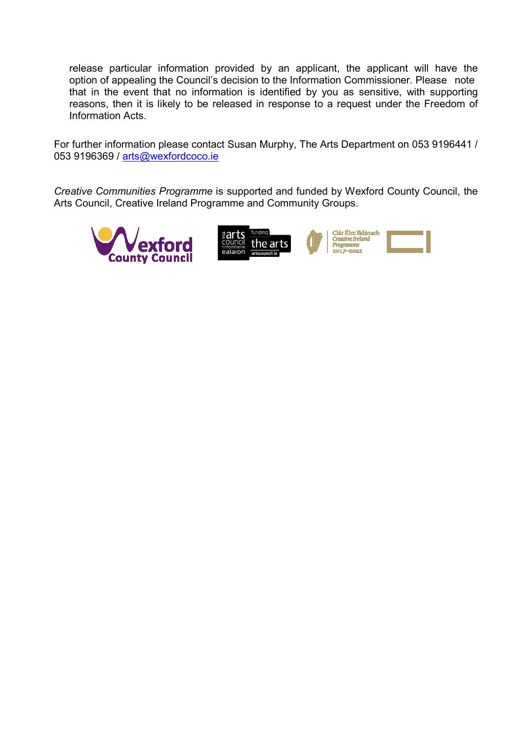release particular information provided by an applicant, the applicant will have the option of appealing the Council's decision to the Information Commissioner. Please note that in the event that no information is identified by you as sensitive, with supporting reasons, then it is likely to be released in response to a request under the Freedom of Information Acts.

For further information please contact Susan Murphy, The Arts Department on 053 9196441 / 053 9196369 / arts@wexfordcoco.ie

*Creative Communities Programme* is supported and funded by Wexford County Council, the Arts Council, Creative Ireland Programme and Community Groups.